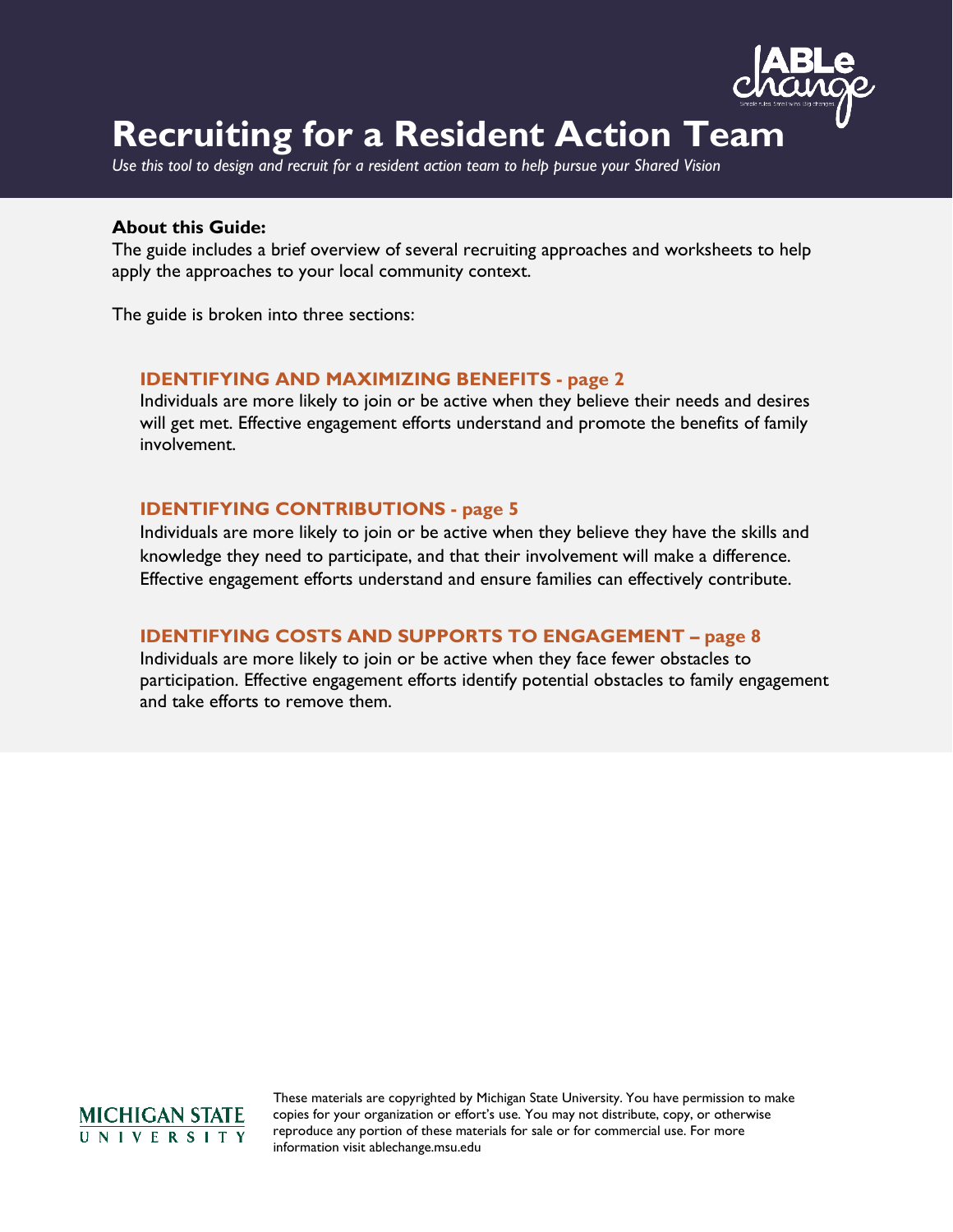# Recruiting for a Resident Action Team

*Use this tool to design and recruit for a resident action team to help pursue your Shared Vision*

**About this Guide:**

The guide includes a brief overview of several recruiting approaches and worksheets to help apply the approaches to your local community context.

The guide is broken into three sections:

### IDENTIFYING AND MAXIMIZING BENEFITS - page 2

Individuals are more likely to join or be active when they believe their needs and desires will get met. Effective engagement efforts understand and promote the benefits of family involvement.

### IDENTIFYING CONTRIBUTIONS - page 5

Individuals are more likely to join or be active when they believe they have the skills and knowledge they need to participate, and that their involvement will make a difference. Effective engagement efforts understand and ensure families can effectively contribute.

### IDENTIFYING COSTS AND SUPPORTS TO ENGAGEMENT – page 8

Individuals are more likely to join or be active when they face fewer obstacles to participation. Effective engagement efforts identify potential obstacles to family engagement and take efforts to remove them.

MICHIGAN STATE UNIVERSITY

These materials are copyrighted by Michigan State University. You have permission to make copies for your organization or effort's use. You may not distribute, copy, or otherwise reproduce any portion of these materials for sale or for commercial use. For more information visit ablechange.msu.edu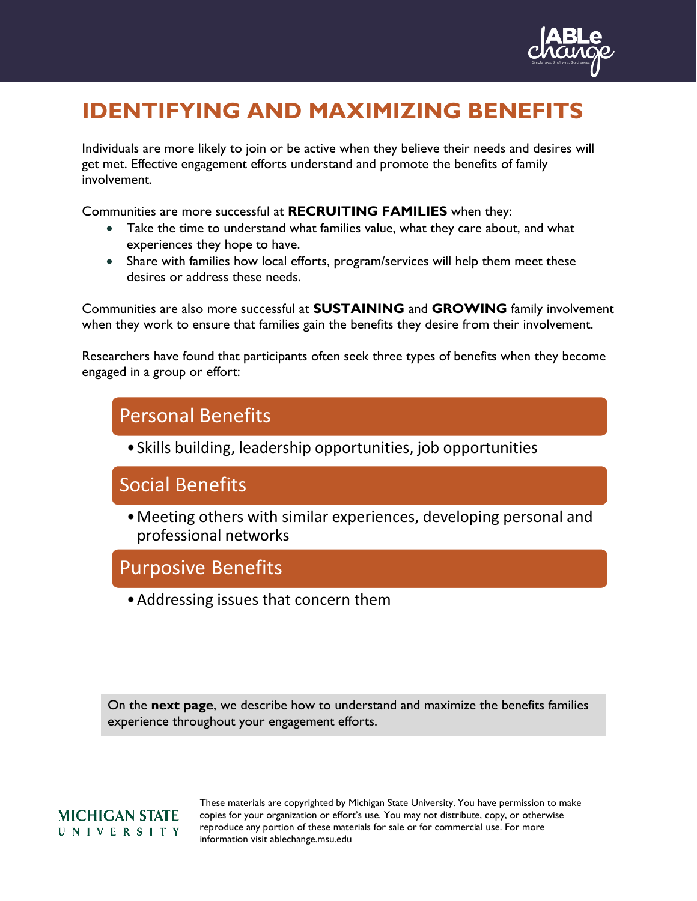# IDENTIFYING AND MAXIMIZING BENEFITS

Individuals are more likely to join or be active when they believe their needs and desires will get met. Effective engagement efforts understand and promote the benefits of family involvement.

Communities are more successful at **RECRUITING FAMILIES** when they:

- Take the time to understand what families value, what they care about, and what experiences they hope to have.
- Share with families how local efforts, program/services will help them meet these desires or address these needs.

Communities are also more successful at **SUSTAINING** and **GROWING** family involvement when they work to ensure that families gain the benefits they desire from their involvement.

Researchers have found that participants often seek three types of benefits when they become engaged in a group or effort:

## Personal Benefits

- Skills building, leadership opportunities, job opportunities

## Social Benefits

- Meeting others with similar experiences, developing personal and professional networks

## Purposive Benefits

- Addressing issues that concern them

On the **next page**, we describe how to understand and maximize the benefits families experience throughout your engagement efforts.

These materials are copyrighted by Michigan State University. You have permission to make copies for your organization or effort's use. You may not distribute, copy, or otherwise reproduce any portion of these materials for sale or for commercial use. For more information visit ablechange.msu.edu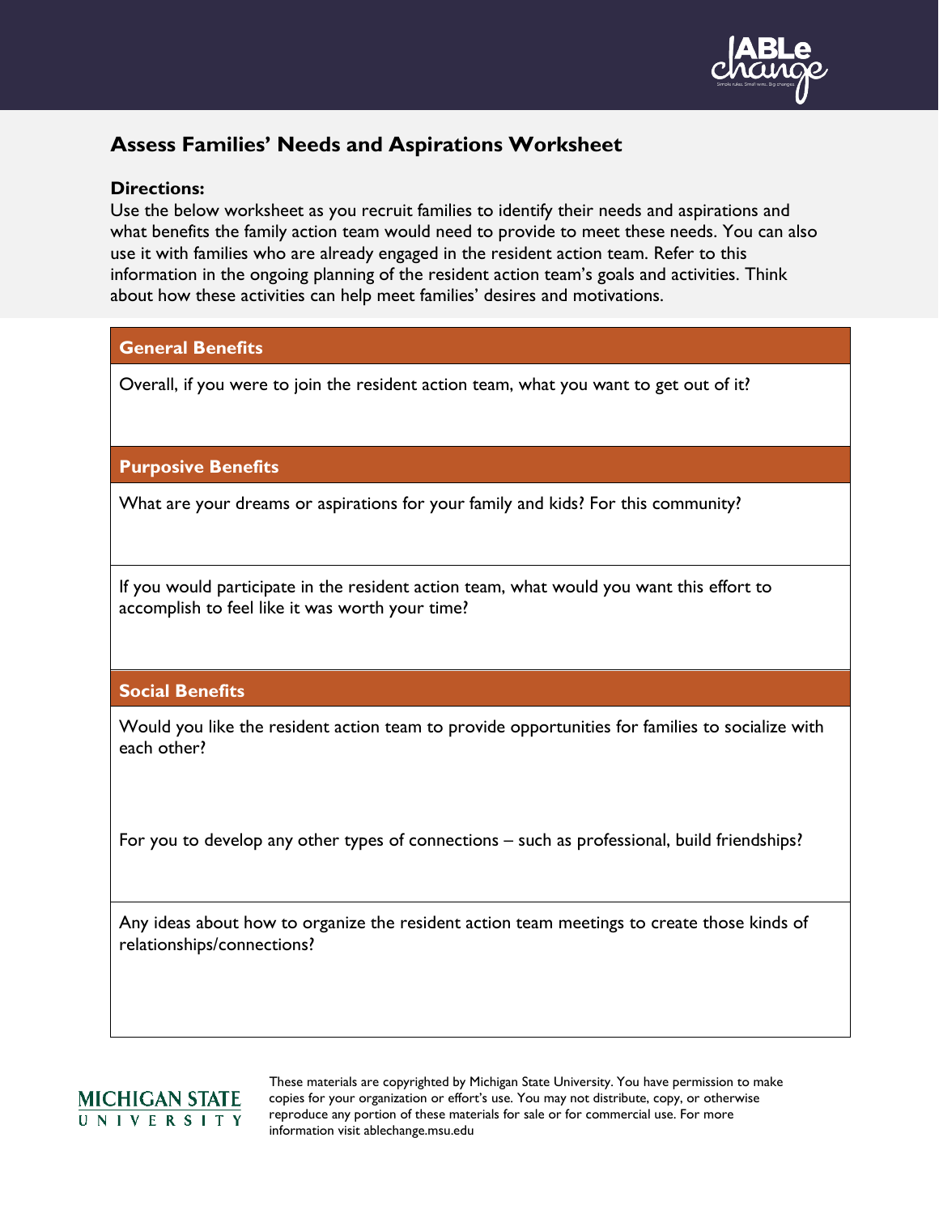# Assess Families' Needs and Aspirations Worksheet

**Directions:**
Use the below worksheet as you recruit families to identify their needs and aspirations and what benefits the family action team would need to provide to meet these needs. You can also use it with families who are already engaged in the resident action team. Refer to this information in the ongoing planning of the resident action team's goals and activities. Think about how these activities can help meet families' desires and motivations.

| **General Benefits** |
| --- |
| Overall, if you were to join the resident action team, what you want to get out of it? |
| **Purposive Benefits** |
| What are your dreams or aspirations for your family and kids? For this community? |
| If you would participate in the resident action team, what would you want this effort to accomplish to feel like it was worth your time? |
| **Social Benefits** |
| Would you like the resident action team to provide opportunities for families to socialize with each other?<br><br>For you to develop any other types of connections – such as professional, build friendships? |
| Any ideas about how to organize the resident action team meetings to create those kinds of relationships/connections? |

These materials are copyrighted by Michigan State University. You have permission to make copies for your organization or effort's use. You may not distribute, copy, or otherwise reproduce any portion of these materials for sale or for commercial use. For more information visit ablechange.msu.edu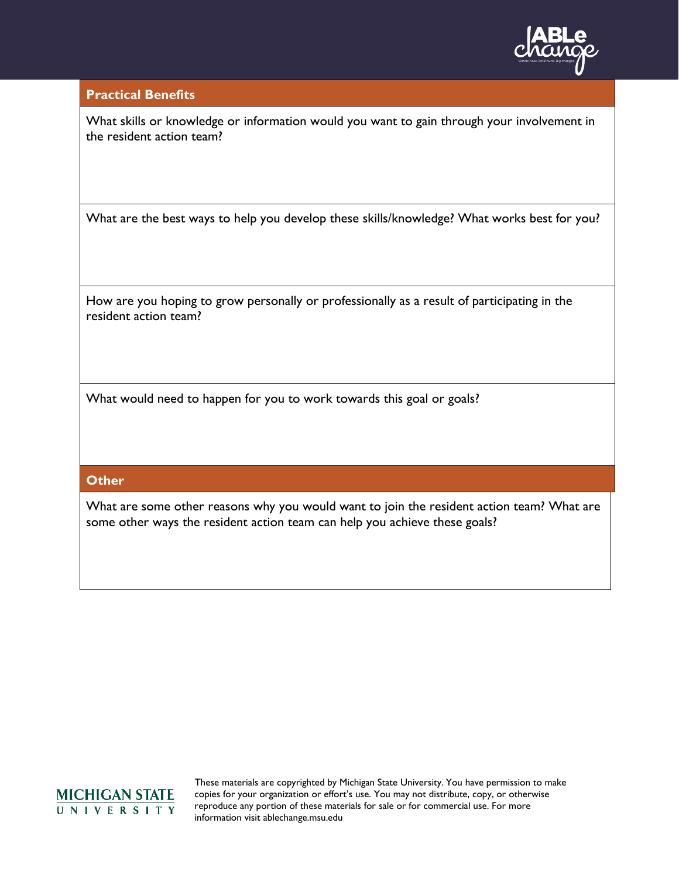## Practical Benefits

What skills or knowledge or information would you want to gain through your involvement in the resident action team?

What are the best ways to help you develop these skills/knowledge? What works best for you?

How are you hoping to grow personally or professionally as a result of participating in the resident action team?

What would need to happen for you to work towards this goal or goals?

## Other

What are some other reasons why you would want to join the resident action team? What are some other ways the resident action team can help you achieve these goals?

These materials are copyrighted by Michigan State University. You have permission to make copies for your organization or effort's use. You may not distribute, copy, or otherwise reproduce any portion of these materials for sale or for commercial use. For more information visit ablechange.msu.edu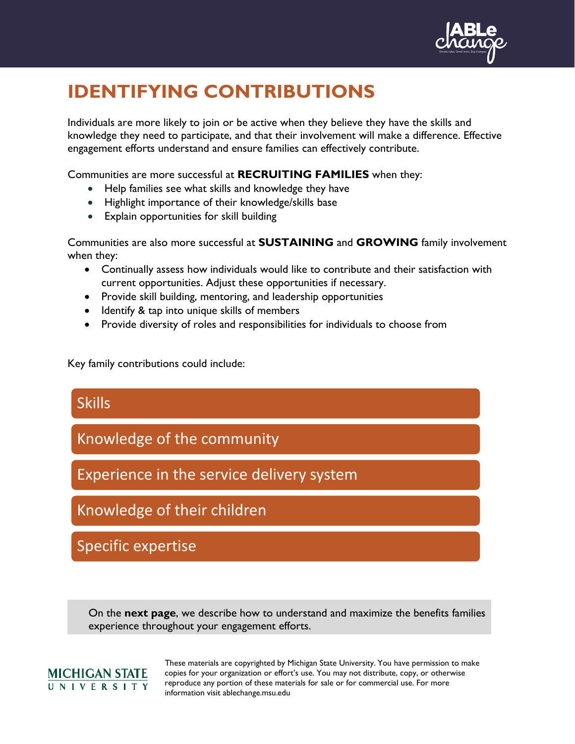# IDENTIFYING CONTRIBUTIONS

Individuals are more likely to join or be active when they believe they have the skills and knowledge they need to participate, and that their involvement will make a difference. Effective engagement efforts understand and ensure families can effectively contribute.

Communities are more successful at **RECRUITING FAMILIES** when they:

- Help families see what skills and knowledge they have
- Highlight importance of their knowledge/skills base
- Explain opportunities for skill building

Communities are also more successful at **SUSTAINING** and **GROWING** family involvement when they:

- Continually assess how individuals would like to contribute and their satisfaction with current opportunities. Adjust these opportunities if necessary.
- Provide skill building, mentoring, and leadership opportunities
- Identify & tap into unique skills of members
- Provide diversity of roles and responsibilities for individuals to choose from

Key family contributions could include:

- Skills
- Knowledge of the community
- Experience in the service delivery system
- Knowledge of their children
- Specific expertise

On the **next page**, we describe how to understand and maximize the benefits families experience throughout your engagement efforts.

These materials are copyrighted by Michigan State University. You have permission to make copies for your organization or effort's use. You may not distribute, copy, or otherwise reproduce any portion of these materials for sale or for commercial use. For more information visit ablechange.msu.edu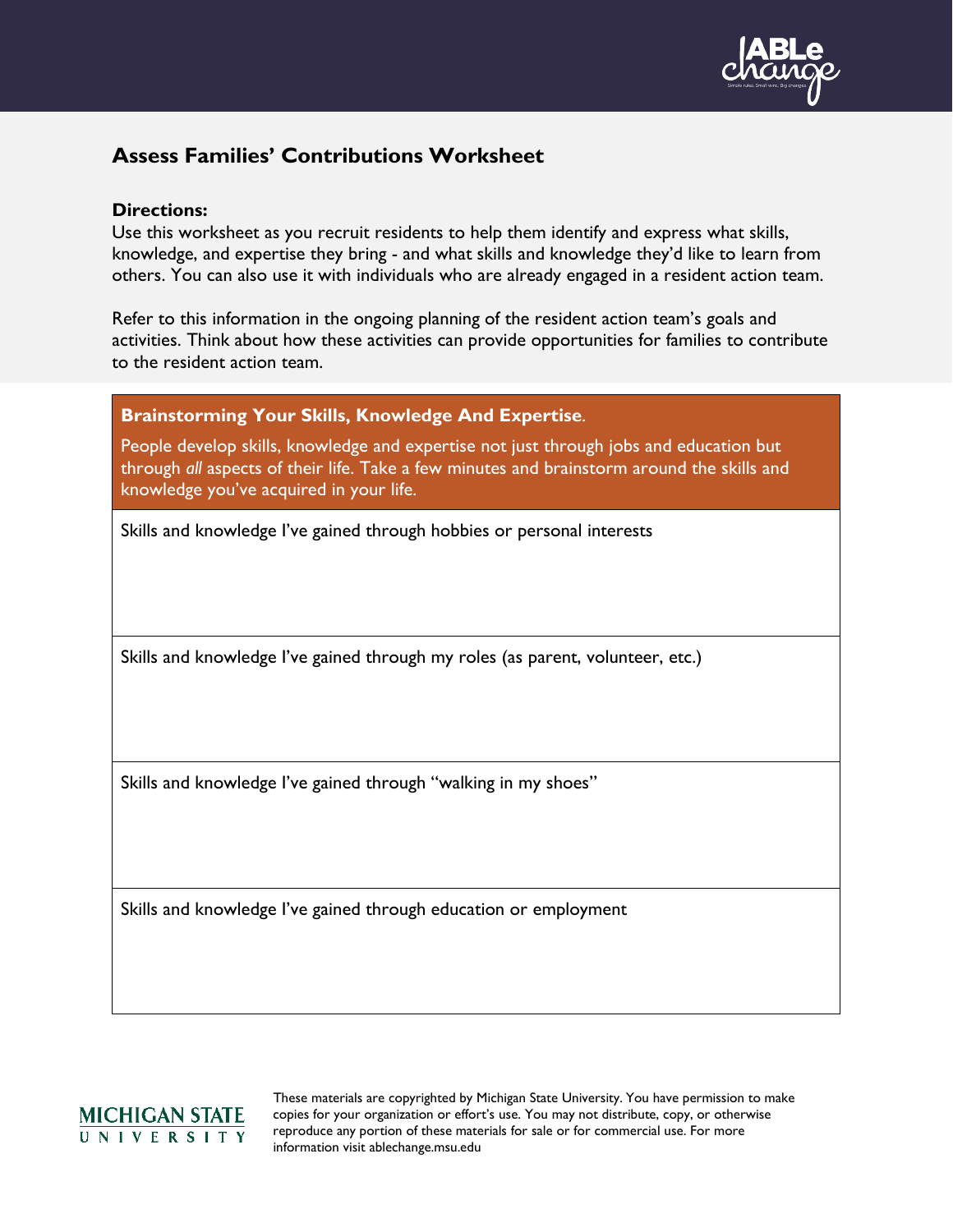# Assess Families' Contributions Worksheet

**Directions:**
Use this worksheet as you recruit residents to help them identify and express what skills, knowledge, and expertise they bring - and what skills and knowledge they'd like to learn from others. You can also use it with individuals who are already engaged in a resident action team.

Refer to this information in the ongoing planning of the resident action team's goals and activities. Think about how these activities can provide opportunities for families to contribute to the resident action team.

| **Brainstorming Your Skills, Knowledge And Expertise**. People develop skills, knowledge and expertise not just through jobs and education but through *all* aspects of their life. Take a few minutes and brainstorm around the skills and knowledge you've acquired in your life. |
| --- |
| Skills and knowledge I've gained through hobbies or personal interests |
| Skills and knowledge I've gained through my roles (as parent, volunteer, etc.) |
| Skills and knowledge I've gained through "walking in my shoes" |
| Skills and knowledge I've gained through education or employment |

These materials are copyrighted by Michigan State University. You have permission to make copies for your organization or effort's use. You may not distribute, copy, or otherwise reproduce any portion of these materials for sale or for commercial use. For more information visit ablechange.msu.edu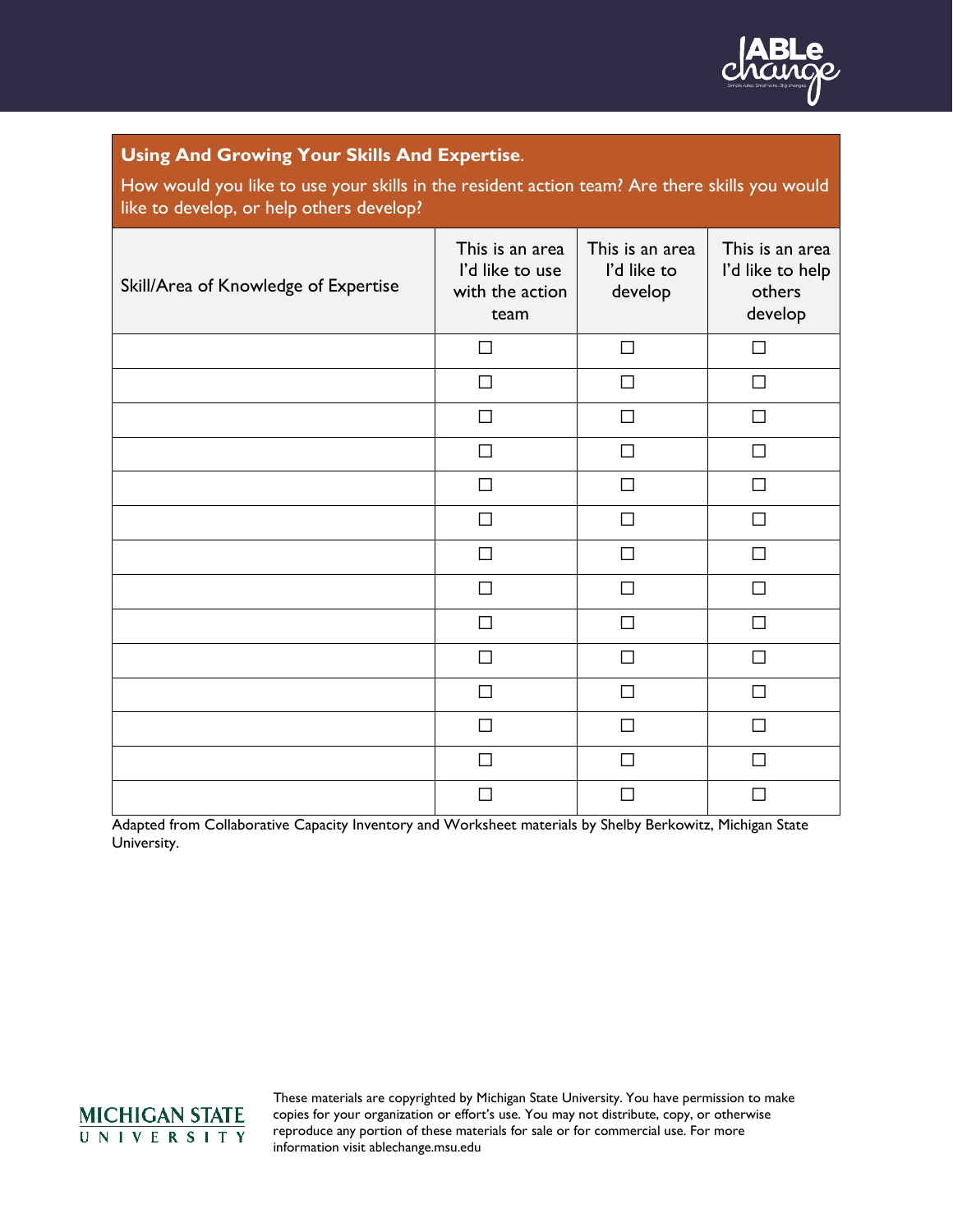**Using And Growing Your Skills And Expertise**.

How would you like to use your skills in the resident action team? Are there skills you would like to develop, or help others develop?

| Skill/Area of Knowledge of Expertise | This is an area I'd like to use with the action team | This is an area I'd like to develop | This is an area I'd like to help others develop |
|---|---|---|---|
| | ☐ | ☐ | ☐ |
| | ☐ | ☐ | ☐ |
| | ☐ | ☐ | ☐ |
| | ☐ | ☐ | ☐ |
| | ☐ | ☐ | ☐ |
| | ☐ | ☐ | ☐ |
| | ☐ | ☐ | ☐ |
| | ☐ | ☐ | ☐ |
| | ☐ | ☐ | ☐ |
| | ☐ | ☐ | ☐ |
| | ☐ | ☐ | ☐ |
| | ☐ | ☐ | ☐ |
| | ☐ | ☐ | ☐ |
| | ☐ | ☐ | ☐ |

Adapted from Collaborative Capacity Inventory and Worksheet materials by Shelby Berkowitz, Michigan State University.

These materials are copyrighted by Michigan State University. You have permission to make copies for your organization or effort's use. You may not distribute, copy, or otherwise reproduce any portion of these materials for sale or for commercial use. For more information visit ablechange.msu.edu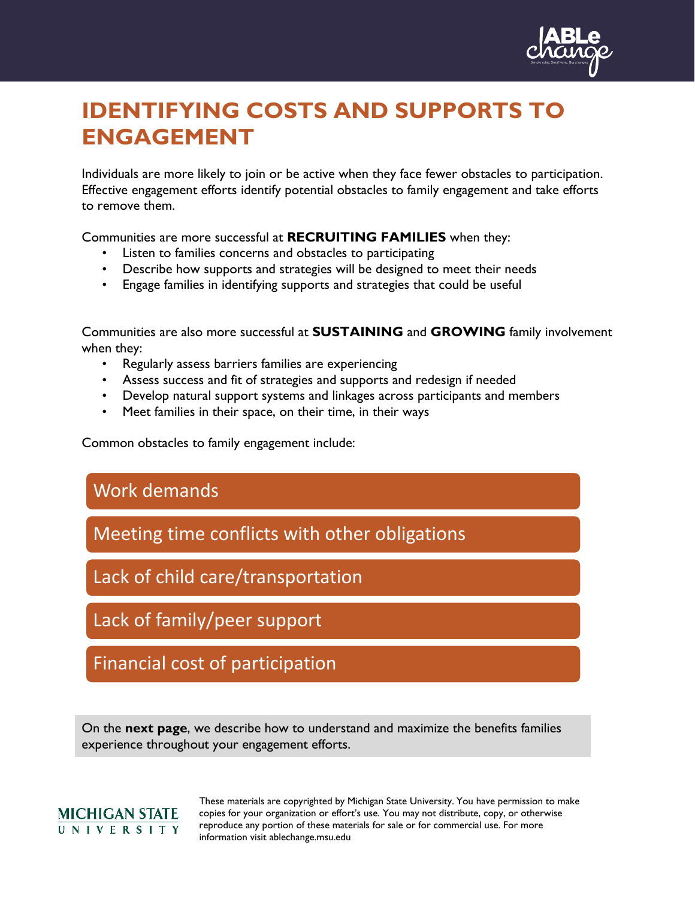# IDENTIFYING COSTS AND SUPPORTS TO ENGAGEMENT

Individuals are more likely to join or be active when they face fewer obstacles to participation. Effective engagement efforts identify potential obstacles to family engagement and take efforts to remove them.

Communities are more successful at **RECRUITING FAMILIES** when they:

- Listen to families concerns and obstacles to participating
- Describe how supports and strategies will be designed to meet their needs
- Engage families in identifying supports and strategies that could be useful

Communities are also more successful at **SUSTAINING** and **GROWING** family involvement when they:

- Regularly assess barriers families are experiencing
- Assess success and fit of strategies and supports and redesign if needed
- Develop natural support systems and linkages across participants and members
- Meet families in their space, on their time, in their ways

Common obstacles to family engagement include:

- Work demands
- Meeting time conflicts with other obligations
- Lack of child care/transportation
- Lack of family/peer support
- Financial cost of participation

On the **next page**, we describe how to understand and maximize the benefits families experience throughout your engagement efforts.

These materials are copyrighted by Michigan State University. You have permission to make copies for your organization or effort's use. You may not distribute, copy, or otherwise reproduce any portion of these materials for sale or for commercial use. For more information visit ablechange.msu.edu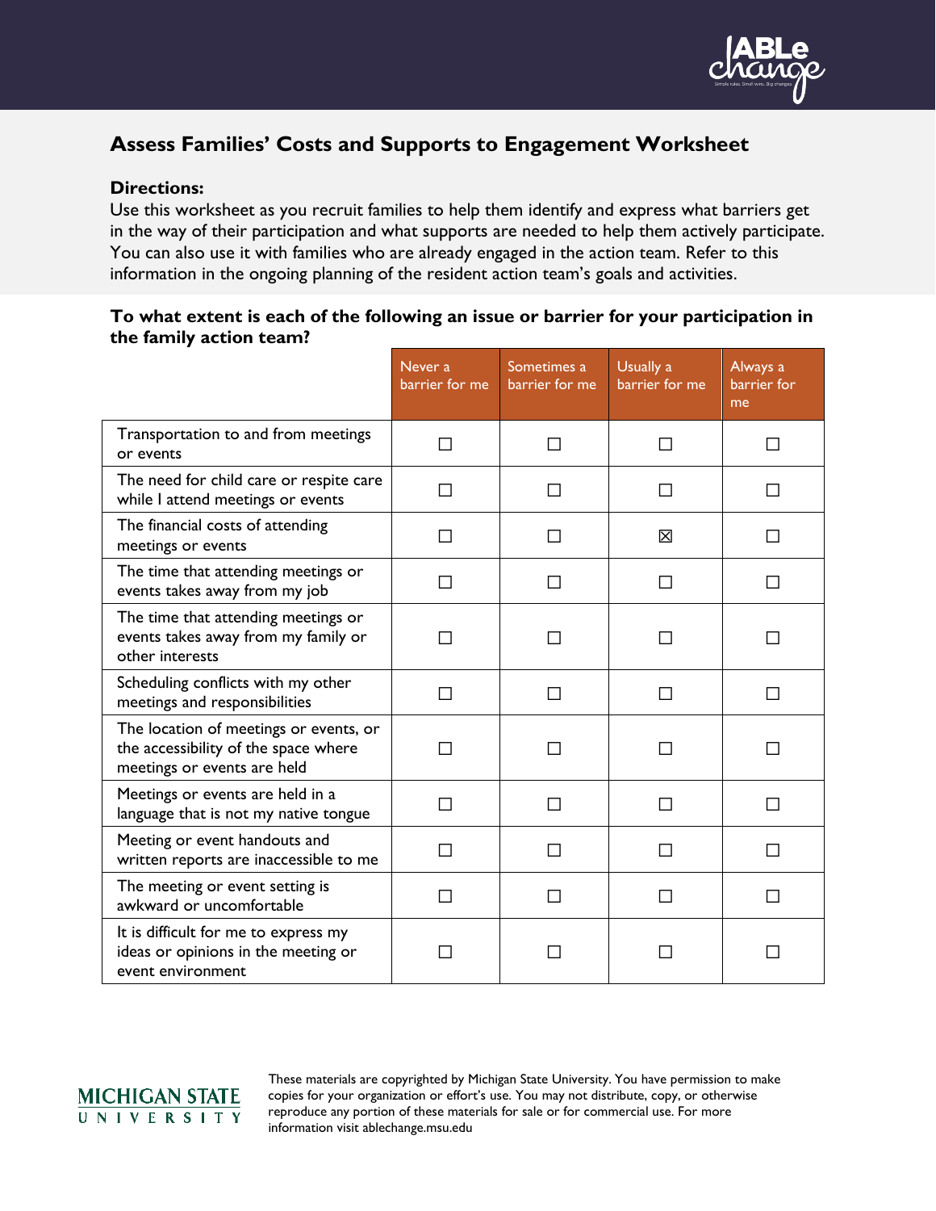# Assess Families' Costs and Supports to Engagement Worksheet

**Directions:**
Use this worksheet as you recruit families to help them identify and express what barriers get in the way of their participation and what supports are needed to help them actively participate. You can also use it with families who are already engaged in the action team. Refer to this information in the ongoing planning of the resident action team's goals and activities.

**To what extent is each of the following an issue or barrier for your participation in the family action team?**

| | Never a barrier for me | Sometimes a barrier for me | Usually a barrier for me | Always a barrier for me |
|---|---|---|---|---|
| Transportation to and from meetings or events | ☐ | ☐ | ☐ | ☐ |
| The need for child care or respite care while I attend meetings or events | ☐ | ☐ | ☐ | ☐ |
| The financial costs of attending meetings or events | ☐ | ☐ | ☒ | ☐ |
| The time that attending meetings or events takes away from my job | ☐ | ☐ | ☐ | ☐ |
| The time that attending meetings or events takes away from my family or other interests | ☐ | ☐ | ☐ | ☐ |
| Scheduling conflicts with my other meetings and responsibilities | ☐ | ☐ | ☐ | ☐ |
| The location of meetings or events, or the accessibility of the space where meetings or events are held | ☐ | ☐ | ☐ | ☐ |
| Meetings or events are held in a language that is not my native tongue | ☐ | ☐ | ☐ | ☐ |
| Meeting or event handouts and written reports are inaccessible to me | ☐ | ☐ | ☐ | ☐ |
| The meeting or event setting is awkward or uncomfortable | ☐ | ☐ | ☐ | ☐ |
| It is difficult for me to express my ideas or opinions in the meeting or event environment | ☐ | ☐ | ☐ | ☐ |

MICHIGAN STATE UNIVERSITY

These materials are copyrighted by Michigan State University. You have permission to make copies for your organization or effort's use. You may not distribute, copy, or otherwise reproduce any portion of these materials for sale or for commercial use. For more information visit ablechange.msu.edu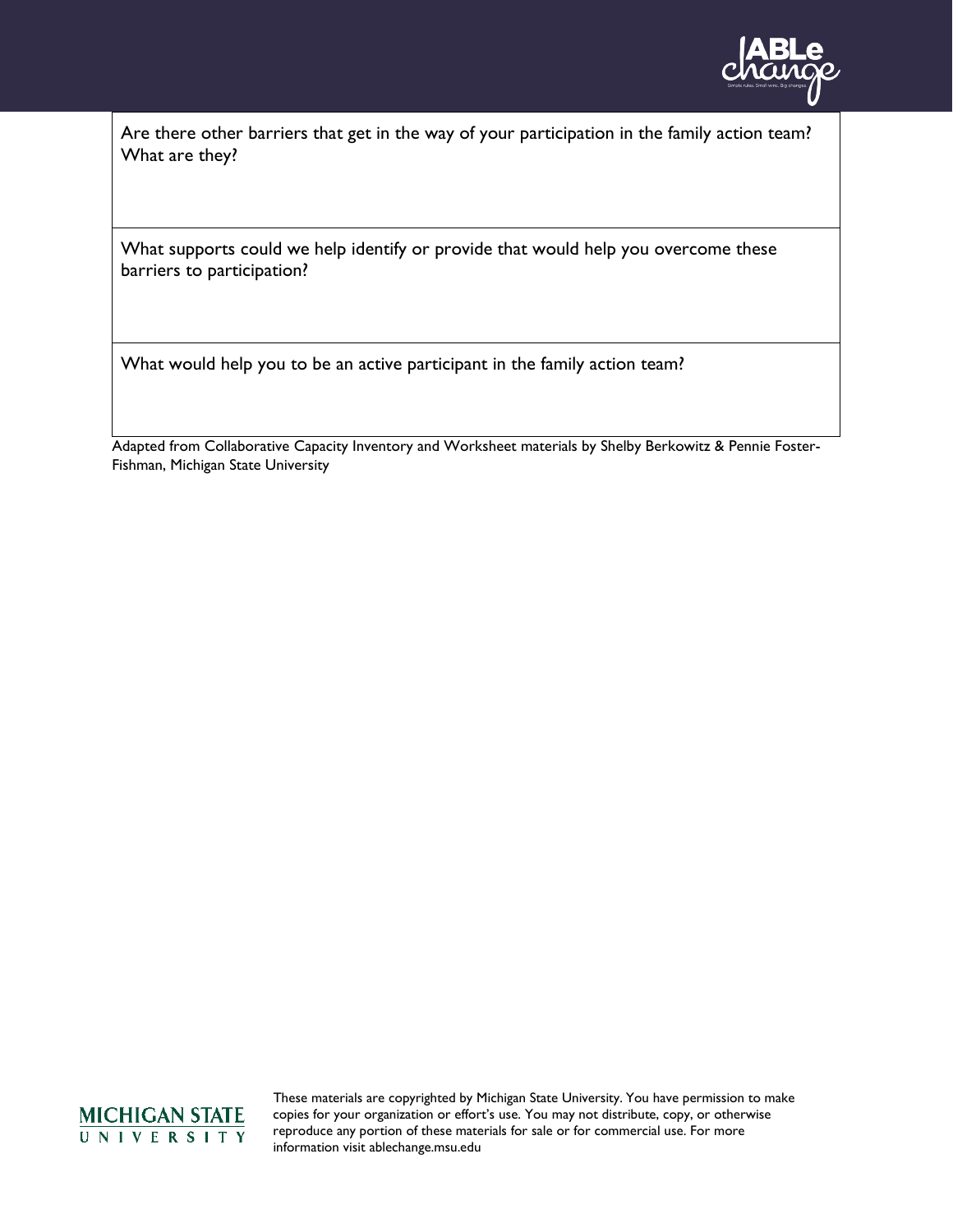| Are there other barriers that get in the way of your participation in the family action team? What are they? |
| --- |
| What supports could we help identify or provide that would help you overcome these barriers to participation? |
| What would help you to be an active participant in the family action team? |

Adapted from Collaborative Capacity Inventory and Worksheet materials by Shelby Berkowitz & Pennie Foster-Fishman, Michigan State University

These materials are copyrighted by Michigan State University. You have permission to make copies for your organization or effort's use. You may not distribute, copy, or otherwise reproduce any portion of these materials for sale or for commercial use. For more information visit ablechange.msu.edu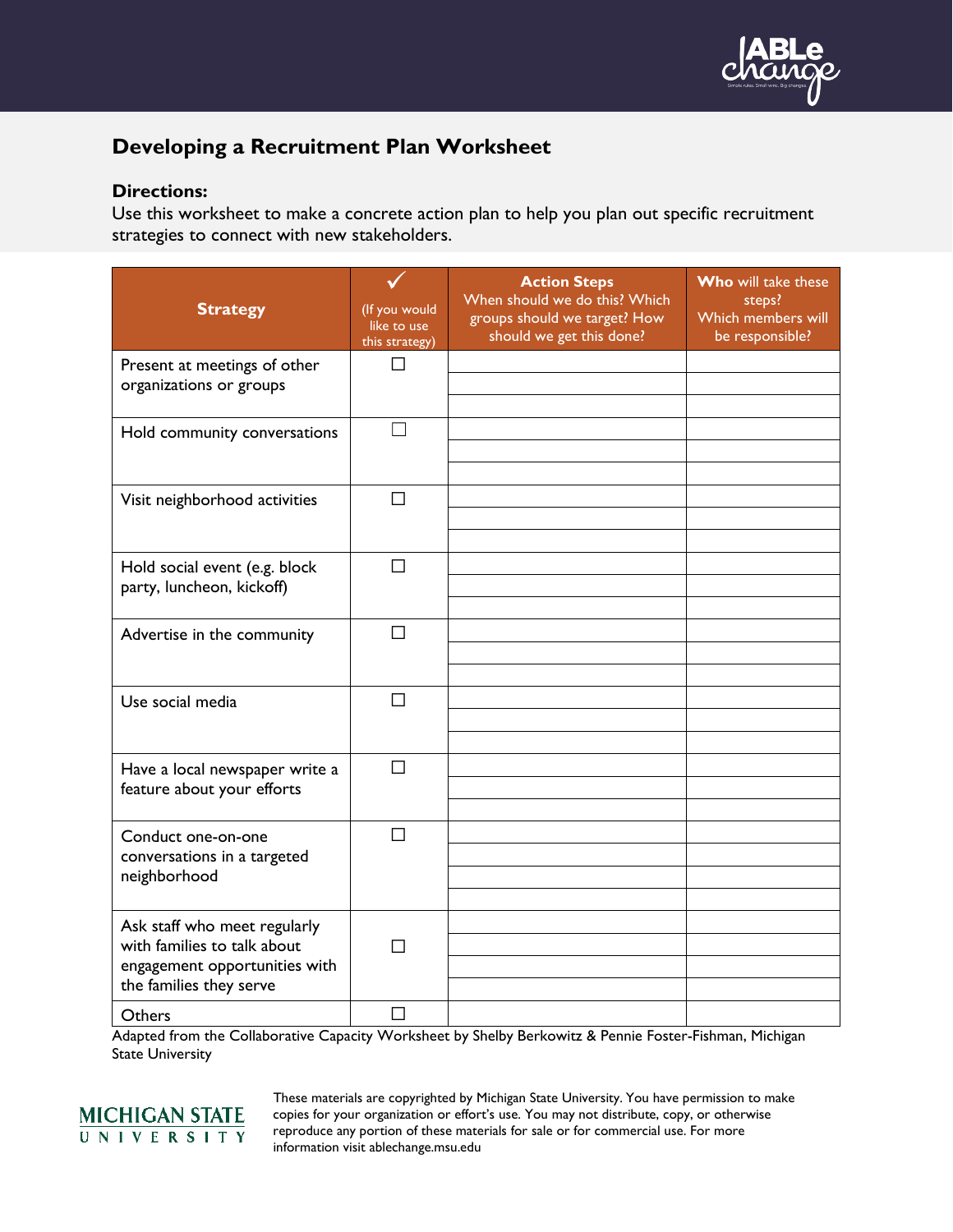# Developing a Recruitment Plan Worksheet

**Directions:**
Use this worksheet to make a concrete action plan to help you plan out specific recruitment strategies to connect with new stakeholders.

| Strategy | ✓ (If you would like to use this strategy) | **Action Steps** When should we do this? Which groups should we target? How should we get this done? | **Who** will take these steps? Which members will be responsible? |
|---|---|---|---|
| Present at meetings of other organizations or groups | ☐ | | |
| | | | |
| | | | |
| Hold community conversations | ☐ | | |
| | | | |
| | | | |
| Visit neighborhood activities | ☐ | | |
| | | | |
| | | | |
| Hold social event (e.g. block party, luncheon, kickoff) | ☐ | | |
| | | | |
| | | | |
| Advertise in the community | ☐ | | |
| | | | |
| | | | |
| Use social media | ☐ | | |
| | | | |
| | | | |
| Have a local newspaper write a feature about your efforts | ☐ | | |
| | | | |
| | | | |
| Conduct one-on-one conversations in a targeted neighborhood | ☐ | | |
| | | | |
| | | | |
| | | | |
| Ask staff who meet regularly with families to talk about engagement opportunities with the families they serve | ☐ | | |
| | | | |
| | | | |
| | | | |
| Others | ☐ | | |

Adapted from the Collaborative Capacity Worksheet by Shelby Berkowitz & Pennie Foster-Fishman, Michigan State University

These materials are copyrighted by Michigan State University. You have permission to make copies for your organization or effort's use. You may not distribute, copy, or otherwise reproduce any portion of these materials for sale or for commercial use. For more information visit ablechange.msu.edu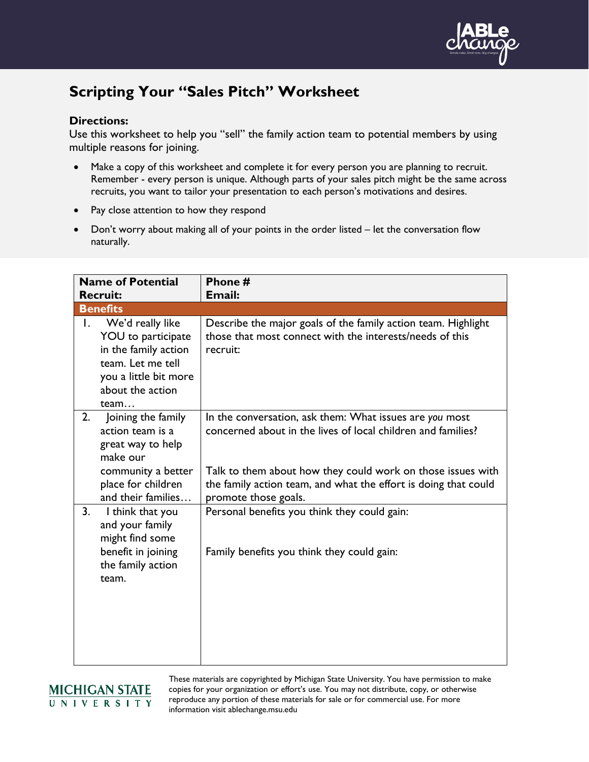# Scripting Your "Sales Pitch" Worksheet

**Directions:**

Use this worksheet to help you "sell" the family action team to potential members by using multiple reasons for joining.

- Make a copy of this worksheet and complete it for every person you are planning to recruit. Remember - every person is unique. Although parts of your sales pitch might be the same across recruits, you want to tailor your presentation to each person's motivations and desires.
- Pay close attention to how they respond
- Don't worry about making all of your points in the order listed – let the conversation flow naturally.

| **Name of Potential Recruit:** | **Phone #**<br>**Email:** |
|---|---|
| **Benefits** | |
| 1. We'd really like YOU to participate in the family action team. Let me tell you a little bit more about the action team… | Describe the major goals of the family action team. Highlight those that most connect with the interests/needs of this recruit: |
| 2. Joining the family action team is a great way to help make our community a better place for children and their families… | In the conversation, ask them: What issues are *you* most concerned about in the lives of local children and families?<br><br>Talk to them about how they could work on those issues with the family action team, and what the effort is doing that could promote those goals. |
| 3. I think that you and your family might find some benefit in joining the family action team. | Personal benefits you think they could gain:<br><br>Family benefits you think they could gain: |

These materials are copyrighted by Michigan State University. You have permission to make copies for your organization or effort's use. You may not distribute, copy, or otherwise reproduce any portion of these materials for sale or for commercial use. For more information visit ablechange.msu.edu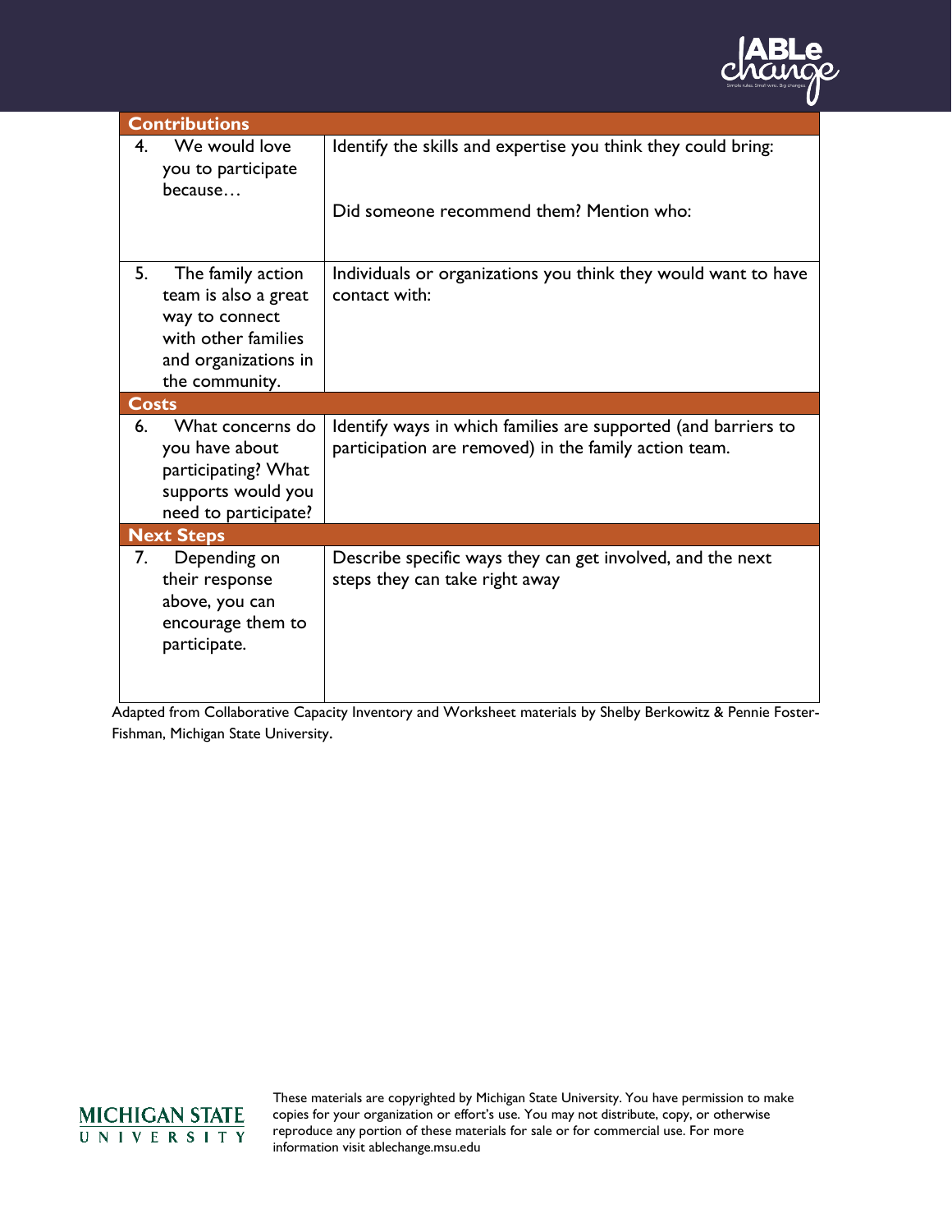| | |
|---|---|
| **Contributions** | |
| 4. We would love you to participate because… | Identify the skills and expertise you think they could bring:<br><br>Did someone recommend them? Mention who: |
| 5. The family action team is also a great way to connect with other families and organizations in the community. | Individuals or organizations you think they would want to have contact with: |
| **Costs** | |
| 6. What concerns do you have about participating? What supports would you need to participate? | Identify ways in which families are supported (and barriers to participation are removed) in the family action team. |
| **Next Steps** | |
| 7. Depending on their response above, you can encourage them to participate. | Describe specific ways they can get involved, and the next steps they can take right away |

Adapted from Collaborative Capacity Inventory and Worksheet materials by Shelby Berkowitz & Pennie Foster-Fishman, Michigan State University.

These materials are copyrighted by Michigan State University. You have permission to make copies for your organization or effort's use. You may not distribute, copy, or otherwise reproduce any portion of these materials for sale or for commercial use. For more information visit ablechange.msu.edu